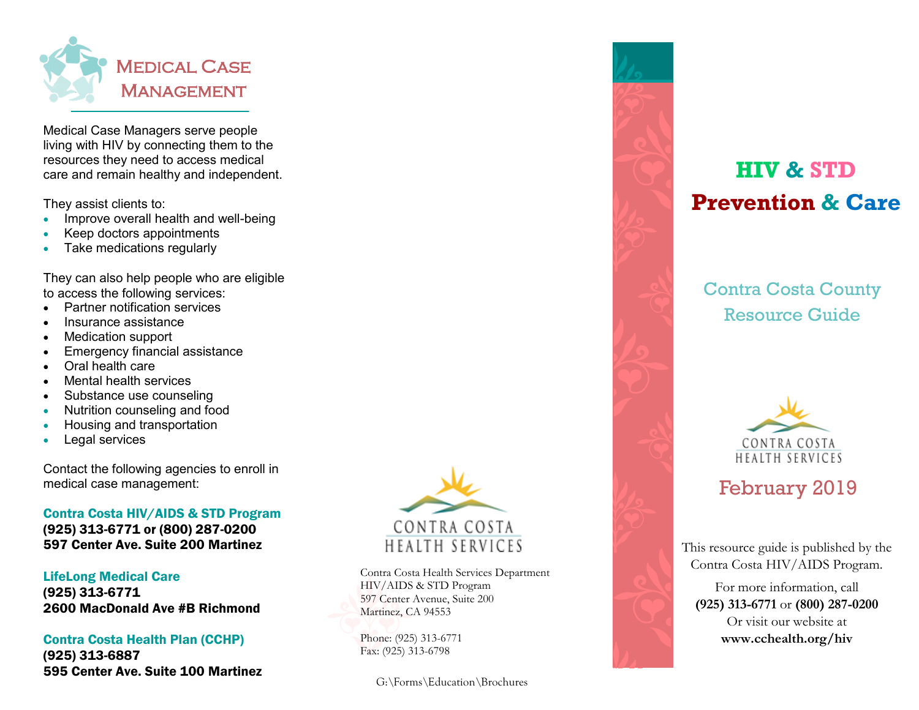# Medical Case Management

Medical Case Managers serve people living with HIV by connecting them to the resources they need to access medical care and remain healthy and independent.

They assist clients to:

- Improve overall health and well-being
- Keep doctors appointments
- Take medications regularly

They can also help people who are eligible to access the following services:

- Partner notification services
- Insurance assistance
- Medication support
- Emergency financial assistance
- Oral health care
- Mental health services
- Substance use counseling
- Nutrition counseling and food
- Housing and transportation
- Legal services

Contact the following agencies to enroll in medical case management:

**Contra Costa HIV/AIDS & STD Program**
**(925) 313-6771 or (800) 287-0200**
**597 Center Ave. Suite 200 Martinez**

**LifeLong Medical Care**
**(925) 313-6771**
**2600 MacDonald Ave #B Richmond**

**Contra Costa Health Plan (CCHP)**
**(925) 313-6887**
**595 Center Ave. Suite 100 Martinez**

CONTRA COSTA HEALTH SERVICES

Contra Costa Health Services Department
HIV/AIDS & STD Program
597 Center Avenue, Suite 200
Martinez, CA 94553

Phone: (925) 313-6771
Fax: (925) 313-6798

G:\Forms\Education\Brochures

# HIV & STD Prevention & Care

## Contra Costa County Resource Guide

CONTRA COSTA HEALTH SERVICES

February 2019

This resource guide is published by the Contra Costa HIV/AIDS Program.

For more information, call **(925) 313-6771** or **(800) 287-0200**
Or visit our website at
**www.cchealth.org/hiv**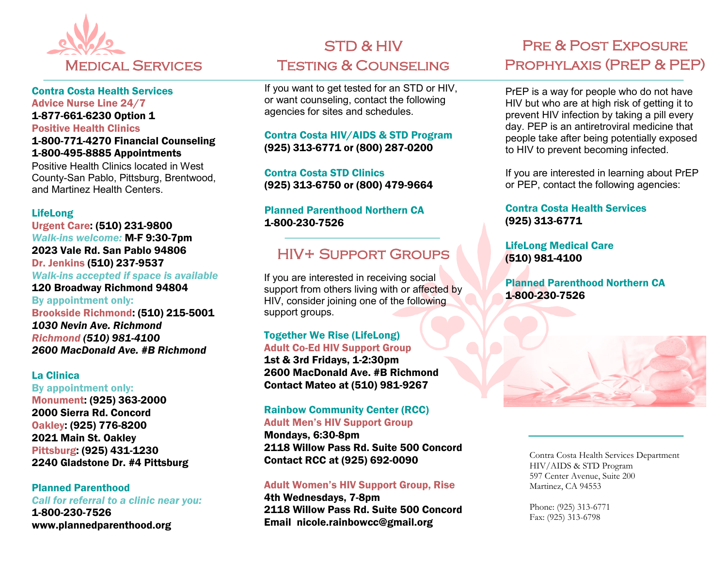# Medical Services

**Contra Costa Health Services**
**Advice Nurse Line 24/7**
**1-877-661-6230 Option 1**
**Positive Health Clinics**
**1-800-771-4270 Financial Counseling**
**1-800-495-8885 Appointments**
Positive Health Clinics located in West County-San Pablo, Pittsburg, Brentwood, and Martinez Health Centers.

**LifeLong**
**Urgent Care: (510) 231-9800**
***Walk-ins welcome:*** **M-F 9:30-7pm**
**2023 Vale Rd. San Pablo 94806**
**Dr. Jenkins (510) 237-9537**
***Walk-ins accepted if space is available***
**120 Broadway Richmond 94804**
**By appointment only:**
**Brookside Richmond: (510) 215-5001**
***1030 Nevin Ave. Richmond***
***Richmond (510) 981-4100***
***2600 MacDonald Ave. #B Richmond***

**La Clinica**
**By appointment only:**
**Monument: (925) 363-2000**
**2000 Sierra Rd. Concord**
**Oakley: (925) 776-8200**
**2021 Main St. Oakley**
**Pittsburg: (925) 431-1230**
**2240 Gladstone Dr. #4 Pittsburg**

**Planned Parenthood**
***Call for referral to a clinic near you:***
**1-800-230-7526**
**www.plannedparenthood.org**

# STD & HIV Testing & Counseling

If you want to get tested for an STD or HIV, or want counseling, contact the following agencies for sites and schedules.

**Contra Costa HIV/AIDS & STD Program**
**(925) 313-6771 or (800) 287-0200**

**Contra Costa STD Clinics**
**(925) 313-6750 or (800) 479-9664**

**Planned Parenthood Northern CA**
**1-800-230-7526**

# HIV+ Support Groups

If you are interested in receiving social support from others living with or affected by HIV, consider joining one of the following support groups.

**Together We Rise (LifeLong)**
**Adult Co-Ed HIV Support Group**
**1st & 3rd Fridays, 1-2:30pm**
**2600 MacDonald Ave. #B Richmond**
**Contact Mateo at (510) 981-9267**

**Rainbow Community Center (RCC)**
**Adult Men's HIV Support Group**
**Mondays, 6:30-8pm**
**2118 Willow Pass Rd. Suite 500 Concord**
**Contact RCC at (925) 692-0090**

**Adult Women's HIV Support Group, Rise**
**4th Wednesdays, 7-8pm**
**2118 Willow Pass Rd. Suite 500 Concord**
**Email nicole.rainbowcc@gmail.org**

# Pre & Post Exposure Prophylaxis (PrEP & PEP)

PrEP is a way for people who do not have HIV but who are at high risk of getting it to prevent HIV infection by taking a pill every day. PEP is an antiretroviral medicine that people take after being potentially exposed to HIV to prevent becoming infected.

If you are interested in learning about PrEP or PEP, contact the following agencies:

**Contra Costa Health Services**
**(925) 313-6771**

**LifeLong Medical Care**
**(510) 981-4100**

**Planned Parenthood Northern CA**
**1-800-230-7526**

Contra Costa Health Services Department
HIV/AIDS & STD Program
597 Center Avenue, Suite 200
Martinez, CA 94553

Phone: (925) 313-6771
Fax: (925) 313-6798